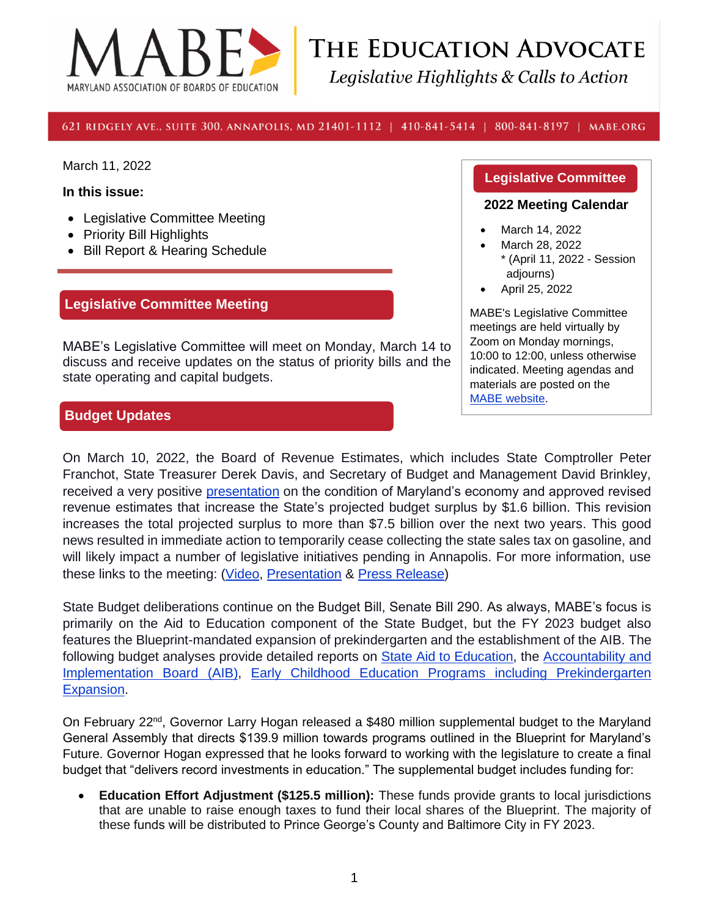# MABE — THE EDUCATION ADVOCATE

*Legislative Highlights & Calls to Action*

MARYLAND ASSOCIATION OF BOARDS OF EDUCATION

621 RIDGELY AVE., SUITE 300, ANNAPOLIS, MD 21401-1112 | 410-841-5414 | 800-841-8197 | MABE.ORG

March 11, 2022

**In this issue:**

- Legislative Committee Meeting
- Priority Bill Highlights
- Bill Report & Hearing Schedule

## Legislative Committee Meeting

MABE's Legislative Committee will meet on Monday, March 14 to discuss and receive updates on the status of priority bills and the state operating and capital budgets.

### Legislative Committee 2022 Meeting Calendar

- March 14, 2022
- March 28, 2022
  * (April 11, 2022 - Session adjourns)
- April 25, 2022

MABE's Legislative Committee meetings are held virtually by Zoom on Monday mornings, 10:00 to 12:00, unless otherwise indicated. Meeting agendas and materials are posted on the MABE website.

## Budget Updates

On March 10, 2022, the Board of Revenue Estimates, which includes State Comptroller Peter Franchot, State Treasurer Derek Davis, and Secretary of Budget and Management David Brinkley, received a very positive presentation on the condition of Maryland's economy and approved revised revenue estimates that increase the State's projected budget surplus by $1.6 billion. This revision increases the total projected surplus to more than $7.5 billion over the next two years. This good news resulted in immediate action to temporarily cease collecting the state sales tax on gasoline, and will likely impact a number of legislative initiatives pending in Annapolis. For more information, use these links to the meeting: (Video, Presentation & Press Release)

State Budget deliberations continue on the Budget Bill, Senate Bill 290. As always, MABE's focus is primarily on the Aid to Education component of the State Budget, but the FY 2023 budget also features the Blueprint-mandated expansion of prekindergarten and the establishment of the AIB. The following budget analyses provide detailed reports on State Aid to Education, the Accountability and Implementation Board (AIB), Early Childhood Education Programs including Prekindergarten Expansion.

On February 22nd, Governor Larry Hogan released a $480 million supplemental budget to the Maryland General Assembly that directs $139.9 million towards programs outlined in the Blueprint for Maryland's Future. Governor Hogan expressed that he looks forward to working with the legislature to create a final budget that "delivers record investments in education." The supplemental budget includes funding for:

- **Education Effort Adjustment ($125.5 million):** These funds provide grants to local jurisdictions that are unable to raise enough taxes to fund their local shares of the Blueprint. The majority of these funds will be distributed to Prince George's County and Baltimore City in FY 2023.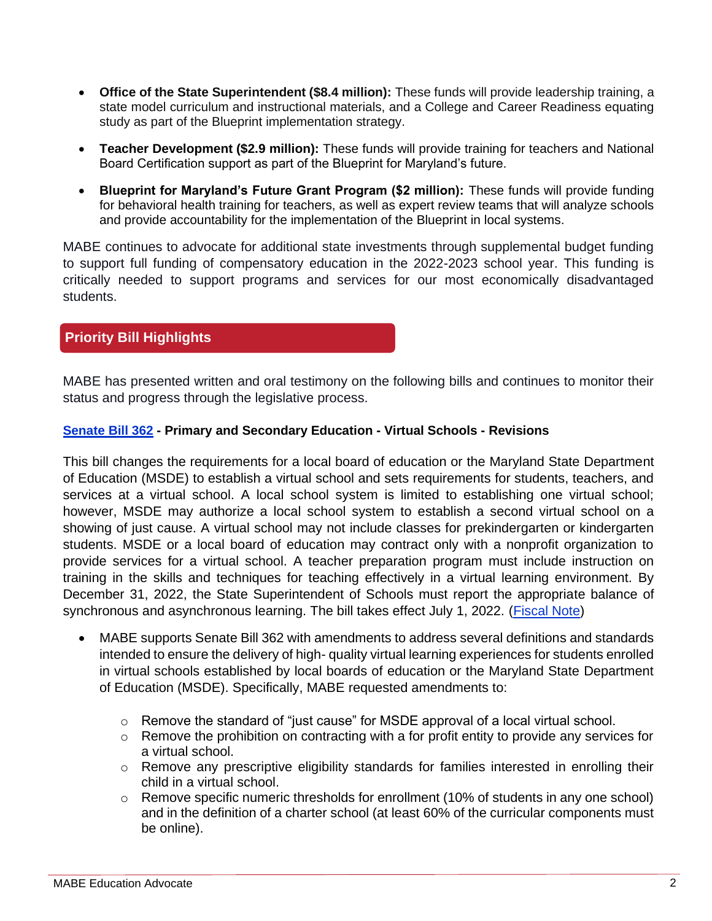- **Office of the State Superintendent ($8.4 million):** These funds will provide leadership training, a state model curriculum and instructional materials, and a College and Career Readiness equating study as part of the Blueprint implementation strategy.
- **Teacher Development ($2.9 million):** These funds will provide training for teachers and National Board Certification support as part of the Blueprint for Maryland's future.
- **Blueprint for Maryland's Future Grant Program ($2 million):** These funds will provide funding for behavioral health training for teachers, as well as expert review teams that will analyze schools and provide accountability for the implementation of the Blueprint in local systems.

MABE continues to advocate for additional state investments through supplemental budget funding to support full funding of compensatory education in the 2022-2023 school year. This funding is critically needed to support programs and services for our most economically disadvantaged students.

## Priority Bill Highlights

MABE has presented written and oral testimony on the following bills and continues to monitor their status and progress through the legislative process.

### Senate Bill 362 - Primary and Secondary Education - Virtual Schools - Revisions

This bill changes the requirements for a local board of education or the Maryland State Department of Education (MSDE) to establish a virtual school and sets requirements for students, teachers, and services at a virtual school. A local school system is limited to establishing one virtual school; however, MSDE may authorize a local school system to establish a second virtual school on a showing of just cause. A virtual school may not include classes for prekindergarten or kindergarten students. MSDE or a local board of education may contract only with a nonprofit organization to provide services for a virtual school. A teacher preparation program must include instruction on training in the skills and techniques for teaching effectively in a virtual learning environment. By December 31, 2022, the State Superintendent of Schools must report the appropriate balance of synchronous and asynchronous learning. The bill takes effect July 1, 2022. (Fiscal Note)

- MABE supports Senate Bill 362 with amendments to address several definitions and standards intended to ensure the delivery of high- quality virtual learning experiences for students enrolled in virtual schools established by local boards of education or the Maryland State Department of Education (MSDE). Specifically, MABE requested amendments to:
  - Remove the standard of "just cause" for MSDE approval of a local virtual school.
  - Remove the prohibition on contracting with a for profit entity to provide any services for a virtual school.
  - Remove any prescriptive eligibility standards for families interested in enrolling their child in a virtual school.
  - Remove specific numeric thresholds for enrollment (10% of students in any one school) and in the definition of a charter school (at least 60% of the curricular components must be online).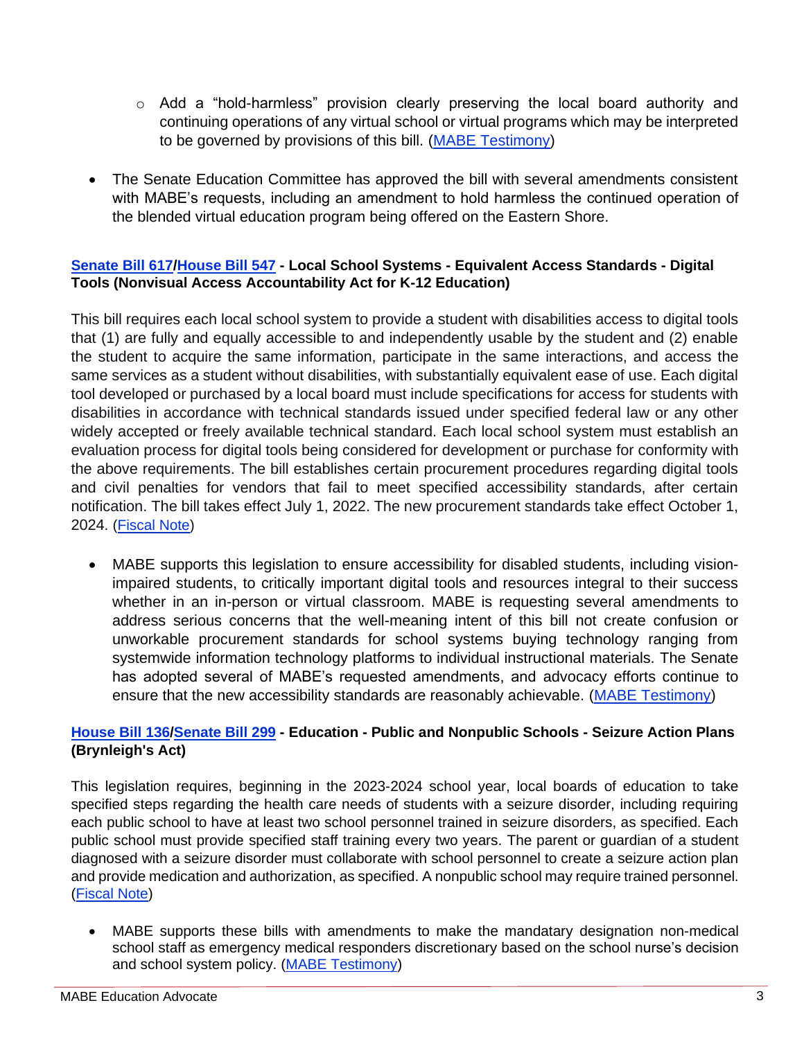- Add a "hold-harmless" provision clearly preserving the local board authority and continuing operations of any virtual school or virtual programs which may be interpreted to be governed by provisions of this bill. (MABE Testimony)

- The Senate Education Committee has approved the bill with several amendments consistent with MABE's requests, including an amendment to hold harmless the continued operation of the blended virtual education program being offered on the Eastern Shore.

**Senate Bill 617/House Bill 547 - Local School Systems - Equivalent Access Standards - Digital Tools (Nonvisual Access Accountability Act for K-12 Education)**

This bill requires each local school system to provide a student with disabilities access to digital tools that (1) are fully and equally accessible to and independently usable by the student and (2) enable the student to acquire the same information, participate in the same interactions, and access the same services as a student without disabilities, with substantially equivalent ease of use. Each digital tool developed or purchased by a local board must include specifications for access for students with disabilities in accordance with technical standards issued under specified federal law or any other widely accepted or freely available technical standard. Each local school system must establish an evaluation process for digital tools being considered for development or purchase for conformity with the above requirements. The bill establishes certain procurement procedures regarding digital tools and civil penalties for vendors that fail to meet specified accessibility standards, after certain notification. The bill takes effect July 1, 2022. The new procurement standards take effect October 1, 2024. (Fiscal Note)

- MABE supports this legislation to ensure accessibility for disabled students, including vision-impaired students, to critically important digital tools and resources integral to their success whether in an in-person or virtual classroom. MABE is requesting several amendments to address serious concerns that the well-meaning intent of this bill not create confusion or unworkable procurement standards for school systems buying technology ranging from systemwide information technology platforms to individual instructional materials. The Senate has adopted several of MABE's requested amendments, and advocacy efforts continue to ensure that the new accessibility standards are reasonably achievable. (MABE Testimony)

**House Bill 136/Senate Bill 299 - Education - Public and Nonpublic Schools - Seizure Action Plans (Brynleigh's Act)**

This legislation requires, beginning in the 2023-2024 school year, local boards of education to take specified steps regarding the health care needs of students with a seizure disorder, including requiring each public school to have at least two school personnel trained in seizure disorders, as specified. Each public school must provide specified staff training every two years. The parent or guardian of a student diagnosed with a seizure disorder must collaborate with school personnel to create a seizure action plan and provide medication and authorization, as specified. A nonpublic school may require trained personnel. (Fiscal Note)

- MABE supports these bills with amendments to make the mandatory designation non-medical school staff as emergency medical responders discretionary based on the school nurse's decision and school system policy. (MABE Testimony)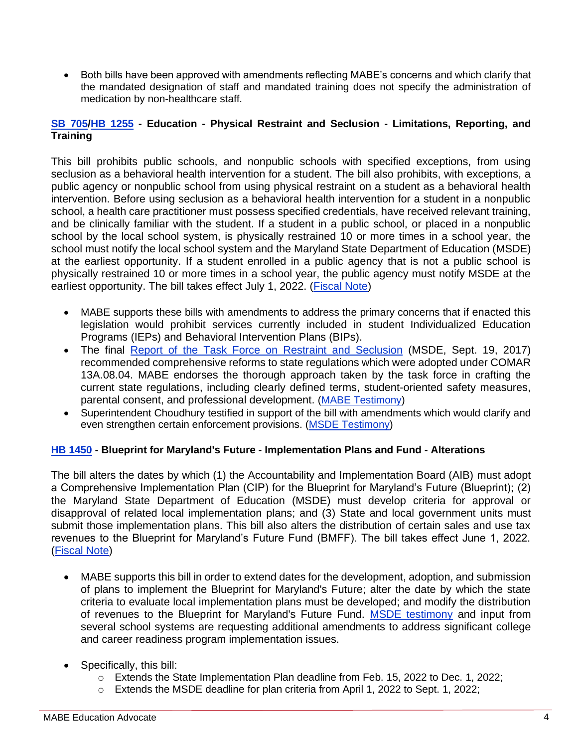- Both bills have been approved with amendments reflecting MABE's concerns and which clarify that the mandated designation of staff and mandated training does not specify the administration of medication by non-healthcare staff.

### SB 705/HB 1255 - Education - Physical Restraint and Seclusion - Limitations, Reporting, and Training

This bill prohibits public schools, and nonpublic schools with specified exceptions, from using seclusion as a behavioral health intervention for a student. The bill also prohibits, with exceptions, a public agency or nonpublic school from using physical restraint on a student as a behavioral health intervention. Before using seclusion as a behavioral health intervention for a student in a nonpublic school, a health care practitioner must possess specified credentials, have received relevant training, and be clinically familiar with the student. If a student in a public school, or placed in a nonpublic school by the local school system, is physically restrained 10 or more times in a school year, the school must notify the local school system and the Maryland State Department of Education (MSDE) at the earliest opportunity. If a student enrolled in a public agency that is not a public school is physically restrained 10 or more times in a school year, the public agency must notify MSDE at the earliest opportunity. The bill takes effect July 1, 2022. (Fiscal Note)

- MABE supports these bills with amendments to address the primary concerns that if enacted this legislation would prohibit services currently included in student Individualized Education Programs (IEPs) and Behavioral Intervention Plans (BIPs).
- The final Report of the Task Force on Restraint and Seclusion (MSDE, Sept. 19, 2017) recommended comprehensive reforms to state regulations which were adopted under COMAR 13A.08.04. MABE endorses the thorough approach taken by the task force in crafting the current state regulations, including clearly defined terms, student-oriented safety measures, parental consent, and professional development. (MABE Testimony)
- Superintendent Choudhury testified in support of the bill with amendments which would clarify and even strengthen certain enforcement provisions. (MSDE Testimony)

### HB 1450 - Blueprint for Maryland's Future - Implementation Plans and Fund - Alterations

The bill alters the dates by which (1) the Accountability and Implementation Board (AIB) must adopt a Comprehensive Implementation Plan (CIP) for the Blueprint for Maryland's Future (Blueprint); (2) the Maryland State Department of Education (MSDE) must develop criteria for approval or disapproval of related local implementation plans; and (3) State and local government units must submit those implementation plans. This bill also alters the distribution of certain sales and use tax revenues to the Blueprint for Maryland's Future Fund (BMFF). The bill takes effect June 1, 2022. (Fiscal Note)

- MABE supports this bill in order to extend dates for the development, adoption, and submission of plans to implement the Blueprint for Maryland's Future; alter the date by which the state criteria to evaluate local implementation plans must be developed; and modify the distribution of revenues to the Blueprint for Maryland's Future Fund. MSDE testimony and input from several school systems are requesting additional amendments to address significant college and career readiness program implementation issues.

- Specifically, this bill:
  - Extends the State Implementation Plan deadline from Feb. 15, 2022 to Dec. 1, 2022;
  - Extends the MSDE deadline for plan criteria from April 1, 2022 to Sept. 1, 2022;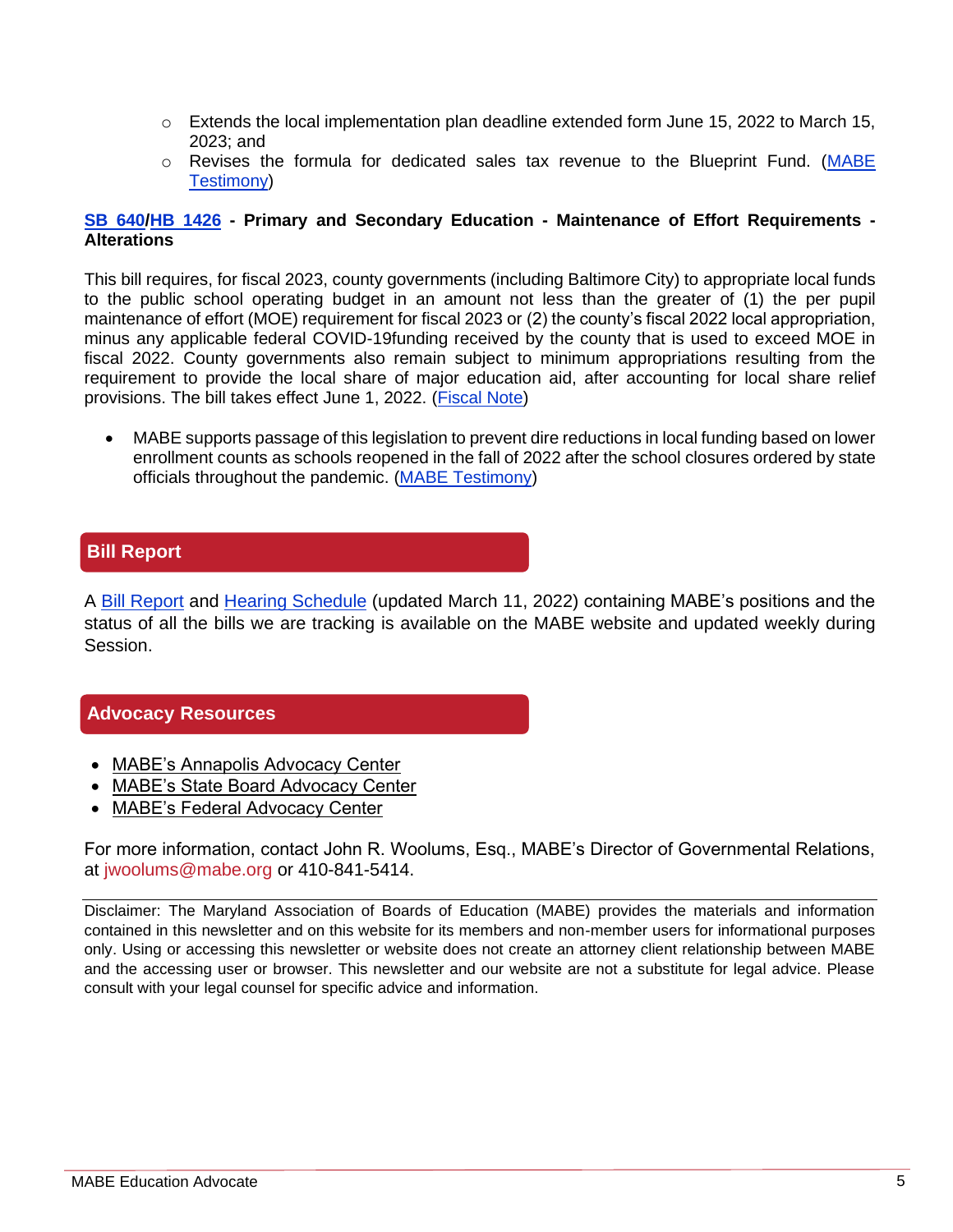- Extends the local implementation plan deadline extended form June 15, 2022 to March 15, 2023; and
  - Revises the formula for dedicated sales tax revenue to the Blueprint Fund. (MABE Testimony)

**SB 640/HB 1426 - Primary and Secondary Education - Maintenance of Effort Requirements - Alterations**

This bill requires, for fiscal 2023, county governments (including Baltimore City) to appropriate local funds to the public school operating budget in an amount not less than the greater of (1) the per pupil maintenance of effort (MOE) requirement for fiscal 2023 or (2) the county's fiscal 2022 local appropriation, minus any applicable federal COVID-19funding received by the county that is used to exceed MOE in fiscal 2022. County governments also remain subject to minimum appropriations resulting from the requirement to provide the local share of major education aid, after accounting for local share relief provisions. The bill takes effect June 1, 2022. (Fiscal Note)

- MABE supports passage of this legislation to prevent dire reductions in local funding based on lower enrollment counts as schools reopened in the fall of 2022 after the school closures ordered by state officials throughout the pandemic. (MABE Testimony)

## Bill Report

A Bill Report and Hearing Schedule (updated March 11, 2022) containing MABE's positions and the status of all the bills we are tracking is available on the MABE website and updated weekly during Session.

## Advocacy Resources

- MABE's Annapolis Advocacy Center
- MABE's State Board Advocacy Center
- MABE's Federal Advocacy Center

For more information, contact John R. Woolums, Esq., MABE's Director of Governmental Relations, at jwoolums@mabe.org or 410-841-5414.

Disclaimer: The Maryland Association of Boards of Education (MABE) provides the materials and information contained in this newsletter and on this website for its members and non-member users for informational purposes only. Using or accessing this newsletter or website does not create an attorney client relationship between MABE and the accessing user or browser. This newsletter and our website are not a substitute for legal advice. Please consult with your legal counsel for specific advice and information.